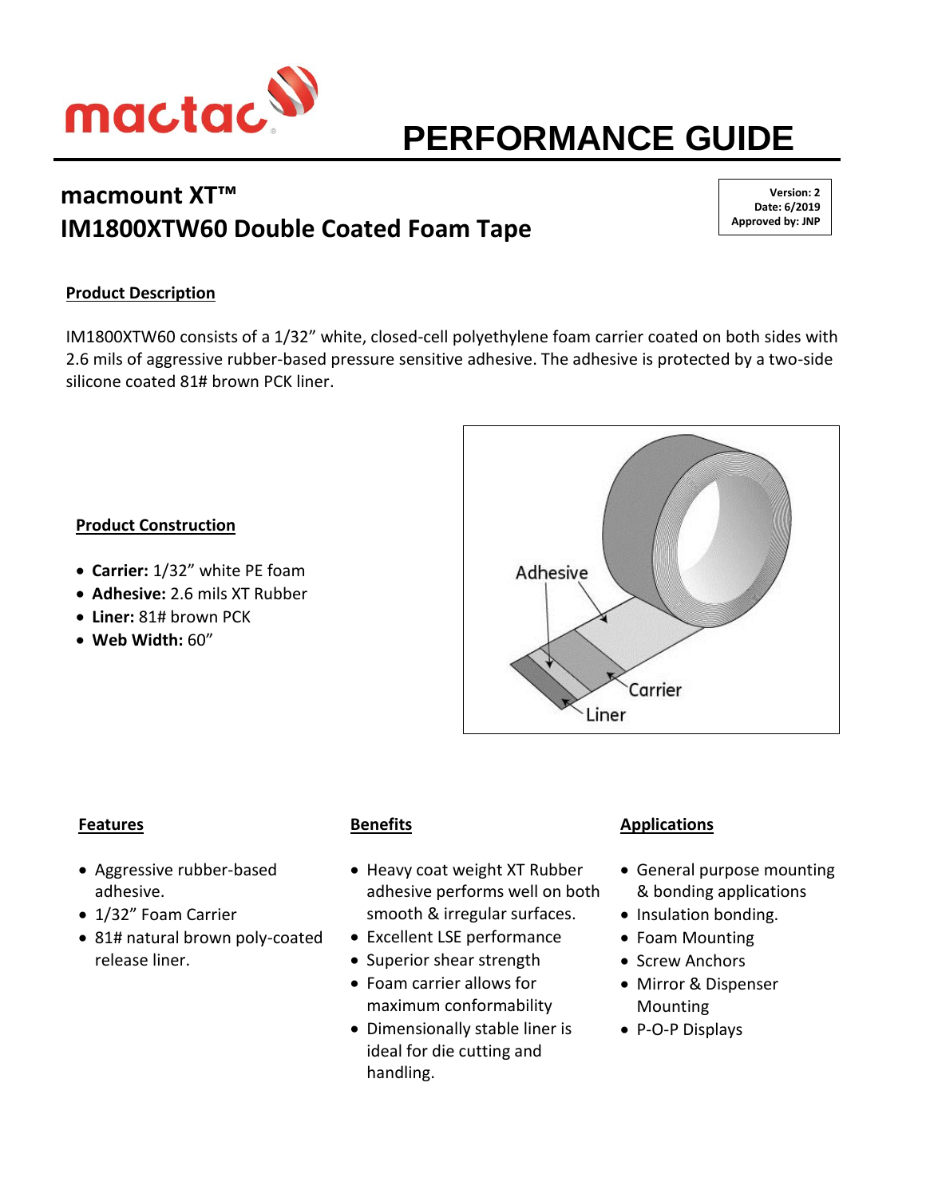mactac

# PERFORMANCE GUIDE

## macmount XT™
## IM1800XTW60 Double Coated Foam Tape

**Version: 2**
**Date: 6/2019**
**Approved by: JNP**

### Product Description

IM1800XTW60 consists of a 1/32" white, closed-cell polyethylene foam carrier coated on both sides with 2.6 mils of aggressive rubber-based pressure sensitive adhesive. The adhesive is protected by a two-side silicone coated 81# brown PCK liner.

### Product Construction

- **Carrier:** 1/32" white PE foam
- **Adhesive:** 2.6 mils XT Rubber
- **Liner:** 81# brown PCK
- **Web Width:** 60"

Adhesive

Carrier

Liner

### Features

- Aggressive rubber-based adhesive.
- 1/32" Foam Carrier
- 81# natural brown poly-coated release liner.

### Benefits

- Heavy coat weight XT Rubber adhesive performs well on both smooth & irregular surfaces.
- Excellent LSE performance
- Superior shear strength
- Foam carrier allows for maximum conformability
- Dimensionally stable liner is ideal for die cutting and handling.

### Applications

- General purpose mounting & bonding applications
- Insulation bonding.
- Foam Mounting
- Screw Anchors
- Mirror & Dispenser Mounting
- P-O-P Displays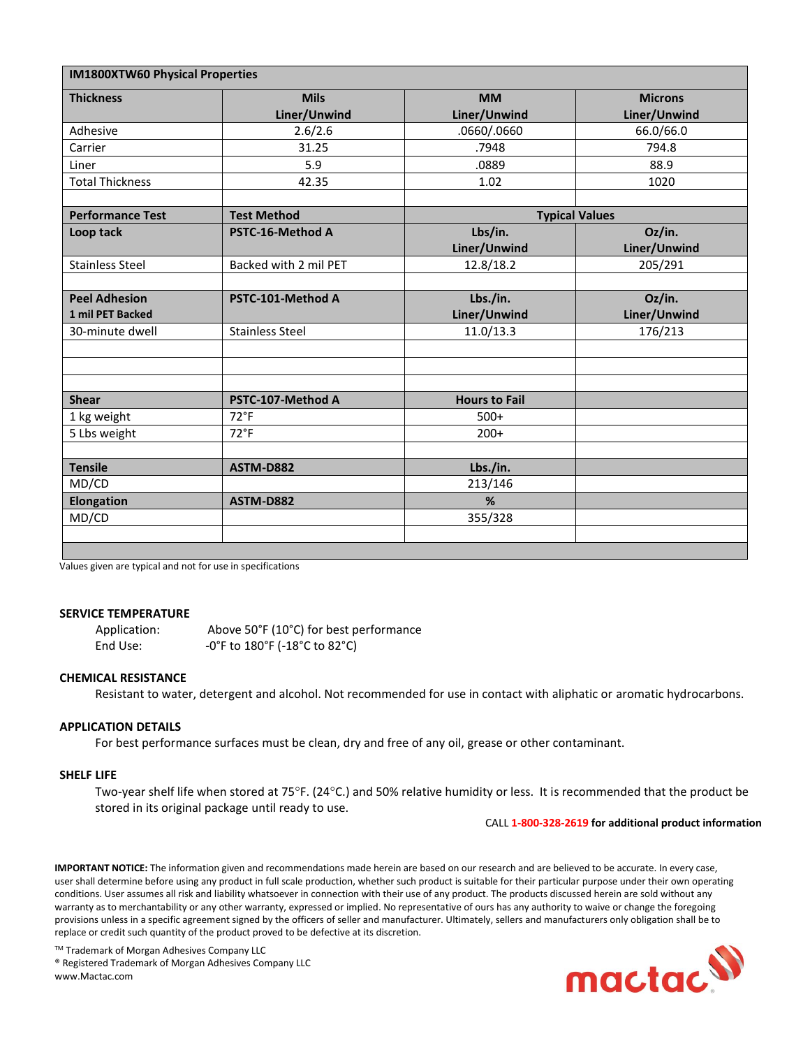| IM1800XTW60 Physical Properties | | | |
|---|---|---|---|
| **Thickness** | **Mils Liner/Unwind** | **MM Liner/Unwind** | **Microns Liner/Unwind** |
| Adhesive | 2.6/2.6 | .0660/.0660 | 66.0/66.0 |
| Carrier | 31.25 | .7948 | 794.8 |
| Liner | 5.9 | .0889 | 88.9 |
| Total Thickness | 42.35 | 1.02 | 1020 |
| | | | |
| **Performance Test** | **Test Method** | **Typical Values** | |
| **Loop tack** | **PSTC-16-Method A** | **Lbs/in. Liner/Unwind** | **Oz/in. Liner/Unwind** |
| Stainless Steel | Backed with 2 mil PET | 12.8/18.2 | 205/291 |
| | | | |
| **Peel Adhesion** **1 mil PET Backed** | **PSTC-101-Method A** | **Lbs./in. Liner/Unwind** | **Oz/in. Liner/Unwind** |
| 30-minute dwell | Stainless Steel | 11.0/13.3 | 176/213 |
| | | | |
| | | | |
| | | | |
| **Shear** | **PSTC-107-Method A** | **Hours to Fail** | |
| 1 kg weight | 72°F | 500+ | |
| 5 Lbs weight | 72°F | 200+ | |
| | | | |
| **Tensile** | **ASTM-D882** | **Lbs./in.** | |
| MD/CD | | 213/146 | |
| **Elongation** | **ASTM-D882** | **%** | |
| MD/CD | | 355/328 | |
| | | | |

Values given are typical and not for use in specifications

**SERVICE TEMPERATURE**

Application: Above 50°F (10°C) for best performance

End Use: -0°F to 180°F (-18°C to 82°C)

**CHEMICAL RESISTANCE**

Resistant to water, detergent and alcohol. Not recommended for use in contact with aliphatic or aromatic hydrocarbons.

**APPLICATION DETAILS**

For best performance surfaces must be clean, dry and free of any oil, grease or other contaminant.

**SHELF LIFE**

Two-year shelf life when stored at 75°F. (24°C.) and 50% relative humidity or less. It is recommended that the product be stored in its original package until ready to use.

CALL 1-800-328-2619 **for additional product information**

**IMPORTANT NOTICE:** The information given and recommendations made herein are based on our research and are believed to be accurate. In every case, user shall determine before using any product in full scale production, whether such product is suitable for their particular purpose under their own operating conditions. User assumes all risk and liability whatsoever in connection with their use of any product. The products discussed herein are sold without any warranty as to merchantability or any other warranty, expressed or implied. No representative of ours has any authority to waive or change the foregoing provisions unless in a specific agreement signed by the officers of seller and manufacturer. Ultimately, sellers and manufacturers only obligation shall be to replace or credit such quantity of the product proved to be defective at its discretion.

™ Trademark of Morgan Adhesives Company LLC
® Registered Trademark of Morgan Adhesives Company LLC
www.Mactac.com

mactac®